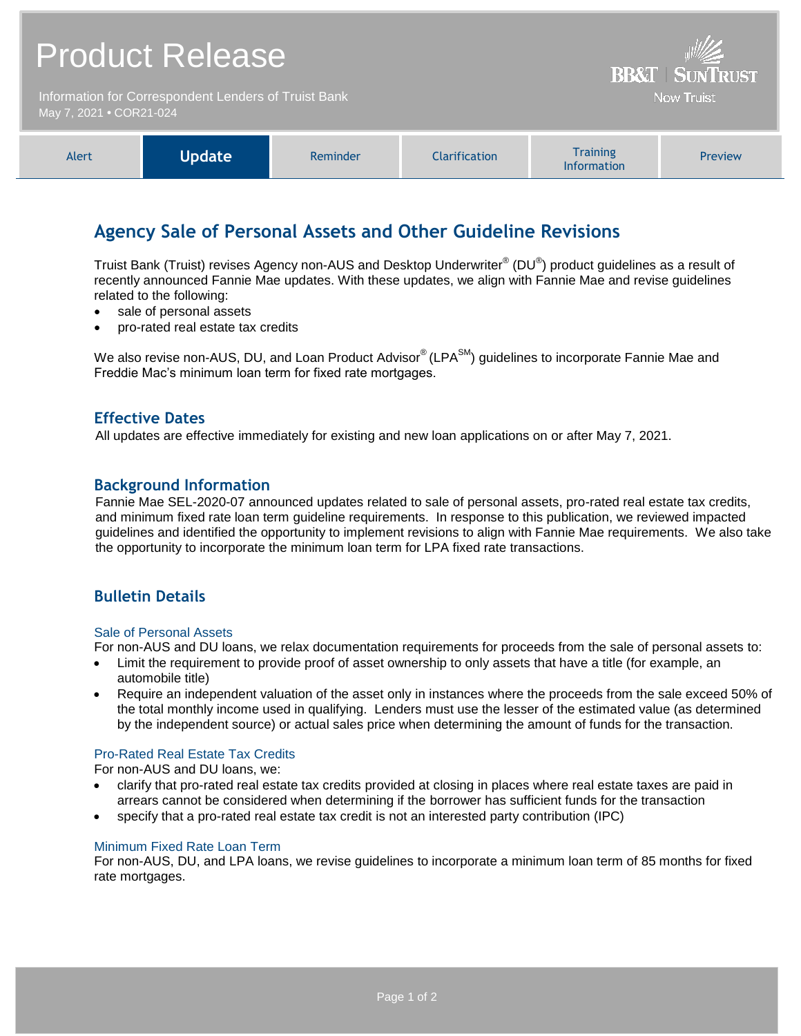# Product Release

Information for Correspondent Lenders of Truist Bank
May 7, 2021 • COR21-024

BB&T | SUNTRUST
Now Truist

| Alert | **Update** | Reminder | Clarification | Training Information | Preview |
|---|---|---|---|---|---|

## Agency Sale of Personal Assets and Other Guideline Revisions

Truist Bank (Truist) revises Agency non-AUS and Desktop Underwriter® (DU®) product guidelines as a result of recently announced Fannie Mae updates. With these updates, we align with Fannie Mae and revise guidelines related to the following:

- sale of personal assets
- pro-rated real estate tax credits

We also revise non-AUS, DU, and Loan Product Advisor® (LPA℠) guidelines to incorporate Fannie Mae and Freddie Mac's minimum loan term for fixed rate mortgages.

### Effective Dates

All updates are effective immediately for existing and new loan applications on or after May 7, 2021.

### Background Information

Fannie Mae SEL-2020-07 announced updates related to sale of personal assets, pro-rated real estate tax credits, and minimum fixed rate loan term guideline requirements. In response to this publication, we reviewed impacted guidelines and identified the opportunity to implement revisions to align with Fannie Mae requirements. We also take the opportunity to incorporate the minimum loan term for LPA fixed rate transactions.

### Bulletin Details

#### Sale of Personal Assets

For non-AUS and DU loans, we relax documentation requirements for proceeds from the sale of personal assets to:

- Limit the requirement to provide proof of asset ownership to only assets that have a title (for example, an automobile title)
- Require an independent valuation of the asset only in instances where the proceeds from the sale exceed 50% of the total monthly income used in qualifying. Lenders must use the lesser of the estimated value (as determined by the independent source) or actual sales price when determining the amount of funds for the transaction.

#### Pro-Rated Real Estate Tax Credits

For non-AUS and DU loans, we:

- clarify that pro-rated real estate tax credits provided at closing in places where real estate taxes are paid in arrears cannot be considered when determining if the borrower has sufficient funds for the transaction
- specify that a pro-rated real estate tax credit is not an interested party contribution (IPC)

#### Minimum Fixed Rate Loan Term

For non-AUS, DU, and LPA loans, we revise guidelines to incorporate a minimum loan term of 85 months for fixed rate mortgages.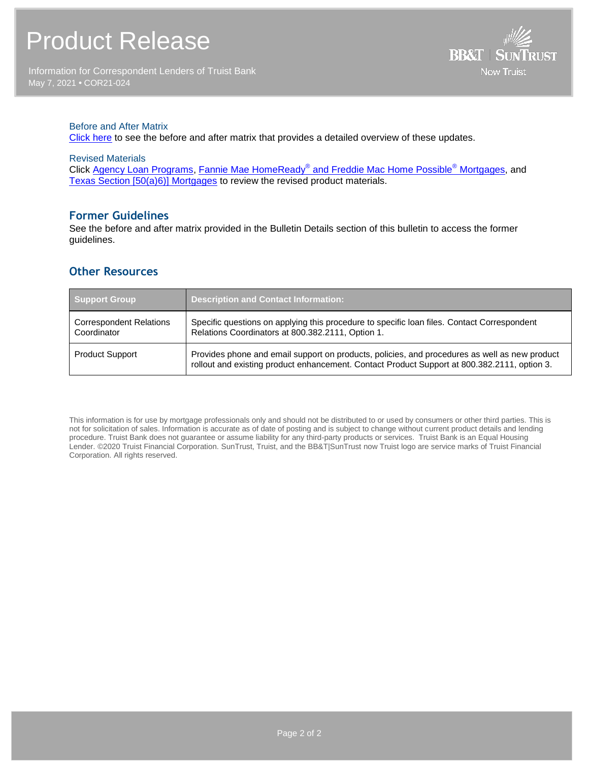### Before and After Matrix

Click here to see the before and after matrix that provides a detailed overview of these updates.

### Revised Materials

Click Agency Loan Programs, Fannie Mae HomeReady® and Freddie Mac Home Possible® Mortgages, and Texas Section [50(a)6)] Mortgages to review the revised product materials.

## Former Guidelines

See the before and after matrix provided in the Bulletin Details section of this bulletin to access the former guidelines.

## Other Resources

| Support Group | Description and Contact Information: |
|---|---|
| Correspondent Relations Coordinator | Specific questions on applying this procedure to specific loan files. Contact Correspondent Relations Coordinators at 800.382.2111, Option 1. |
| Product Support | Provides phone and email support on products, policies, and procedures as well as new product rollout and existing product enhancement. Contact Product Support at 800.382.2111, option 3. |

This information is for use by mortgage professionals only and should not be distributed to or used by consumers or other third parties. This is not for solicitation of sales. Information is accurate as of date of posting and is subject to change without current product details and lending procedure. Truist Bank does not guarantee or assume liability for any third-party products or services. Truist Bank is an Equal Housing Lender. ©2020 Truist Financial Corporation. SunTrust, Truist, and the BB&T|SunTrust now Truist logo are service marks of Truist Financial Corporation. All rights reserved.